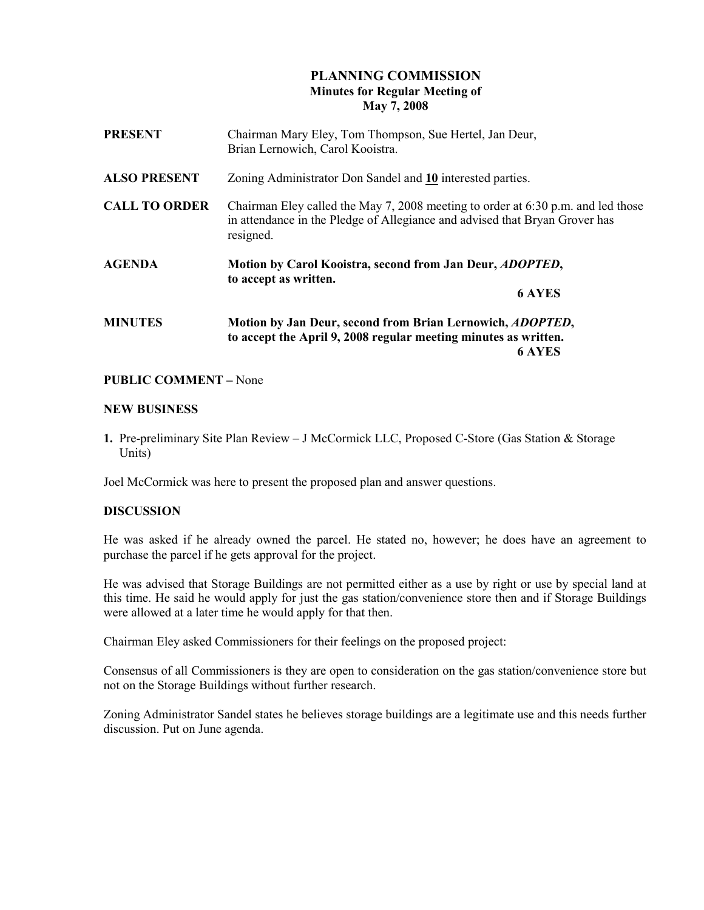# PLANNING COMMISSION
## Minutes for Regular Meeting of
## May 7, 2008

**PRESENT** Chairman Mary Eley, Tom Thompson, Sue Hertel, Jan Deur, Brian Lernowich, Carol Kooistra.

**ALSO PRESENT** Zoning Administrator Don Sandel and **10** interested parties.

**CALL TO ORDER** Chairman Eley called the May 7, 2008 meeting to order at 6:30 p.m. and led those in attendance in the Pledge of Allegiance and advised that Bryan Grover has resigned.

**AGENDA** **Motion by Carol Kooistra, second from Jan Deur, *ADOPTED*, to accept as written.**

**6 AYES**

**MINUTES** **Motion by Jan Deur, second from Brian Lernowich, *ADOPTED*, to accept the April 9, 2008 regular meeting minutes as written.**

**6 AYES**

**PUBLIC COMMENT –** None

**NEW BUSINESS**

**1.** Pre-preliminary Site Plan Review – J McCormick LLC, Proposed C-Store (Gas Station & Storage Units)

Joel McCormick was here to present the proposed plan and answer questions.

**DISCUSSION**

He was asked if he already owned the parcel. He stated no, however; he does have an agreement to purchase the parcel if he gets approval for the project.

He was advised that Storage Buildings are not permitted either as a use by right or use by special land at this time. He said he would apply for just the gas station/convenience store then and if Storage Buildings were allowed at a later time he would apply for that then.

Chairman Eley asked Commissioners for their feelings on the proposed project:

Consensus of all Commissioners is they are open to consideration on the gas station/convenience store but not on the Storage Buildings without further research.

Zoning Administrator Sandel states he believes storage buildings are a legitimate use and this needs further discussion. Put on June agenda.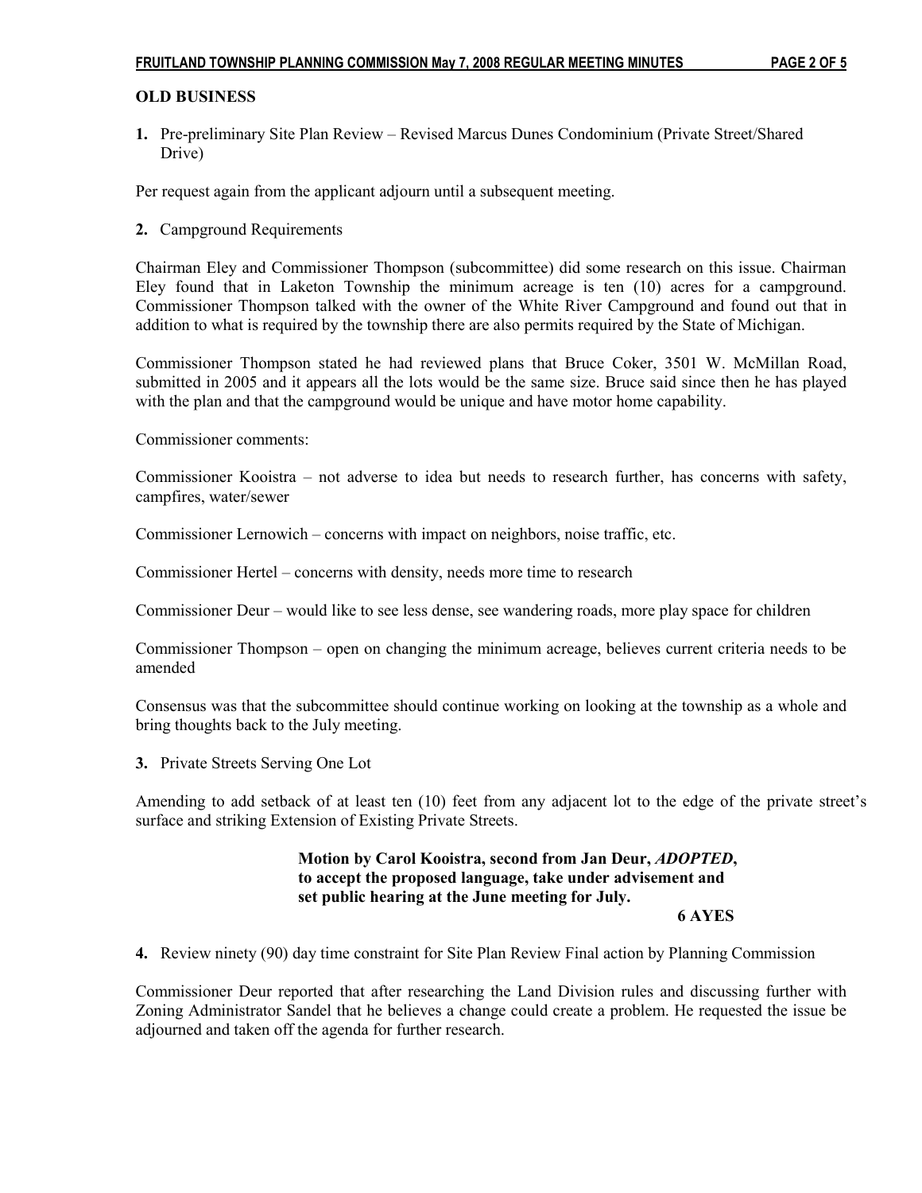## OLD BUSINESS

1. Pre-preliminary Site Plan Review – Revised Marcus Dunes Condominium (Private Street/Shared Drive)

Per request again from the applicant adjourn until a subsequent meeting.

2. Campground Requirements

Chairman Eley and Commissioner Thompson (subcommittee) did some research on this issue. Chairman Eley found that in Laketon Township the minimum acreage is ten (10) acres for a campground. Commissioner Thompson talked with the owner of the White River Campground and found out that in addition to what is required by the township there are also permits required by the State of Michigan.

Commissioner Thompson stated he had reviewed plans that Bruce Coker, 3501 W. McMillan Road, submitted in 2005 and it appears all the lots would be the same size. Bruce said since then he has played with the plan and that the campground would be unique and have motor home capability.

Commissioner comments:

Commissioner Kooistra – not adverse to idea but needs to research further, has concerns with safety, campfires, water/sewer

Commissioner Lernowich – concerns with impact on neighbors, noise traffic, etc.

Commissioner Hertel – concerns with density, needs more time to research

Commissioner Deur – would like to see less dense, see wandering roads, more play space for children

Commissioner Thompson – open on changing the minimum acreage, believes current criteria needs to be amended

Consensus was that the subcommittee should continue working on looking at the township as a whole and bring thoughts back to the July meeting.

3. Private Streets Serving One Lot

Amending to add setback of at least ten (10) feet from any adjacent lot to the edge of the private street's surface and striking Extension of Existing Private Streets.

**Motion by Carol Kooistra, second from Jan Deur, *ADOPTED*, to accept the proposed language, take under advisement and set public hearing at the June meeting for July.**

**6 AYES**

4. Review ninety (90) day time constraint for Site Plan Review Final action by Planning Commission

Commissioner Deur reported that after researching the Land Division rules and discussing further with Zoning Administrator Sandel that he believes a change could create a problem. He requested the issue be adjourned and taken off the agenda for further research.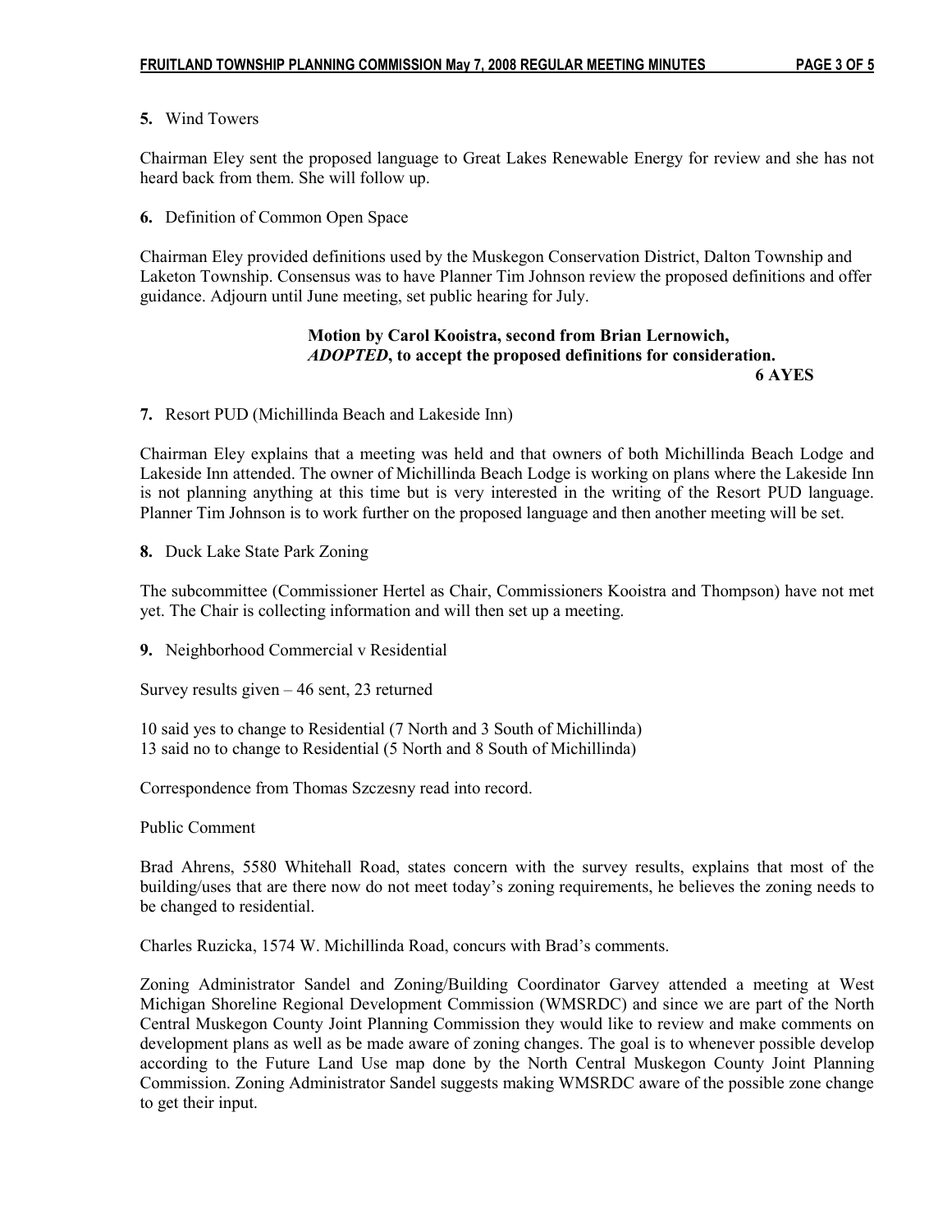**5.** Wind Towers

Chairman Eley sent the proposed language to Great Lakes Renewable Energy for review and she has not heard back from them. She will follow up.

**6.** Definition of Common Open Space

Chairman Eley provided definitions used by the Muskegon Conservation District, Dalton Township and Laketon Township. Consensus was to have Planner Tim Johnson review the proposed definitions and offer guidance. Adjourn until June meeting, set public hearing for July.

> **Motion by Carol Kooistra, second from Brian Lernowich, *ADOPTED*, to accept the proposed definitions for consideration.**
> **6 AYES**

**7.** Resort PUD (Michillinda Beach and Lakeside Inn)

Chairman Eley explains that a meeting was held and that owners of both Michillinda Beach Lodge and Lakeside Inn attended. The owner of Michillinda Beach Lodge is working on plans where the Lakeside Inn is not planning anything at this time but is very interested in the writing of the Resort PUD language. Planner Tim Johnson is to work further on the proposed language and then another meeting will be set.

**8.** Duck Lake State Park Zoning

The subcommittee (Commissioner Hertel as Chair, Commissioners Kooistra and Thompson) have not met yet. The Chair is collecting information and will then set up a meeting.

**9.** Neighborhood Commercial v Residential

Survey results given – 46 sent, 23 returned

10 said yes to change to Residential (7 North and 3 South of Michillinda)
13 said no to change to Residential (5 North and 8 South of Michillinda)

Correspondence from Thomas Szczesny read into record.

Public Comment

Brad Ahrens, 5580 Whitehall Road, states concern with the survey results, explains that most of the building/uses that are there now do not meet today's zoning requirements, he believes the zoning needs to be changed to residential.

Charles Ruzicka, 1574 W. Michillinda Road, concurs with Brad's comments.

Zoning Administrator Sandel and Zoning/Building Coordinator Garvey attended a meeting at West Michigan Shoreline Regional Development Commission (WMSRDC) and since we are part of the North Central Muskegon County Joint Planning Commission they would like to review and make comments on development plans as well as be made aware of zoning changes. The goal is to whenever possible develop according to the Future Land Use map done by the North Central Muskegon County Joint Planning Commission. Zoning Administrator Sandel suggests making WMSRDC aware of the possible zone change to get their input.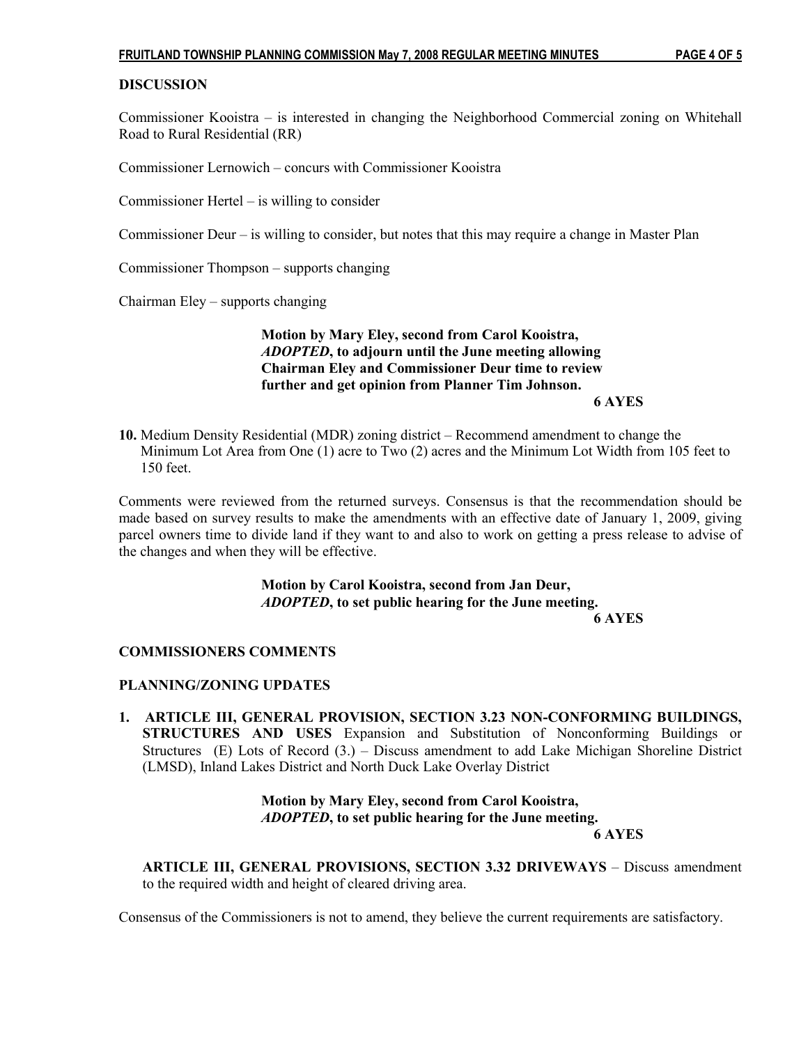**DISCUSSION**

Commissioner Kooistra – is interested in changing the Neighborhood Commercial zoning on Whitehall Road to Rural Residential (RR)

Commissioner Lernowich – concurs with Commissioner Kooistra

Commissioner Hertel – is willing to consider

Commissioner Deur – is willing to consider, but notes that this may require a change in Master Plan

Commissioner Thompson – supports changing

Chairman Eley – supports changing

> **Motion by Mary Eley, second from Carol Kooistra,**
> ***ADOPTED*, to adjourn until the June meeting allowing Chairman Eley and Commissioner Deur time to review further and get opinion from Planner Tim Johnson.**
>
> **6 AYES**

**10.** Medium Density Residential (MDR) zoning district – Recommend amendment to change the Minimum Lot Area from One (1) acre to Two (2) acres and the Minimum Lot Width from 105 feet to 150 feet.

Comments were reviewed from the returned surveys. Consensus is that the recommendation should be made based on survey results to make the amendments with an effective date of January 1, 2009, giving parcel owners time to divide land if they want to and also to work on getting a press release to advise of the changes and when they will be effective.

> **Motion by Carol Kooistra, second from Jan Deur,**
> ***ADOPTED*, to set public hearing for the June meeting.**
>
> **6 AYES**

**COMMISSIONERS COMMENTS**

**PLANNING/ZONING UPDATES**

1. **ARTICLE III, GENERAL PROVISION, SECTION 3.23 NON-CONFORMING BUILDINGS, STRUCTURES AND USES** Expansion and Substitution of Nonconforming Buildings or Structures (E) Lots of Record (3.) – Discuss amendment to add Lake Michigan Shoreline District (LMSD), Inland Lakes District and North Duck Lake Overlay District

> **Motion by Mary Eley, second from Carol Kooistra,**
> ***ADOPTED*, to set public hearing for the June meeting.**
>
> **6 AYES**

**ARTICLE III, GENERAL PROVISIONS, SECTION 3.32 DRIVEWAYS** – Discuss amendment to the required width and height of cleared driving area.

Consensus of the Commissioners is not to amend, they believe the current requirements are satisfactory.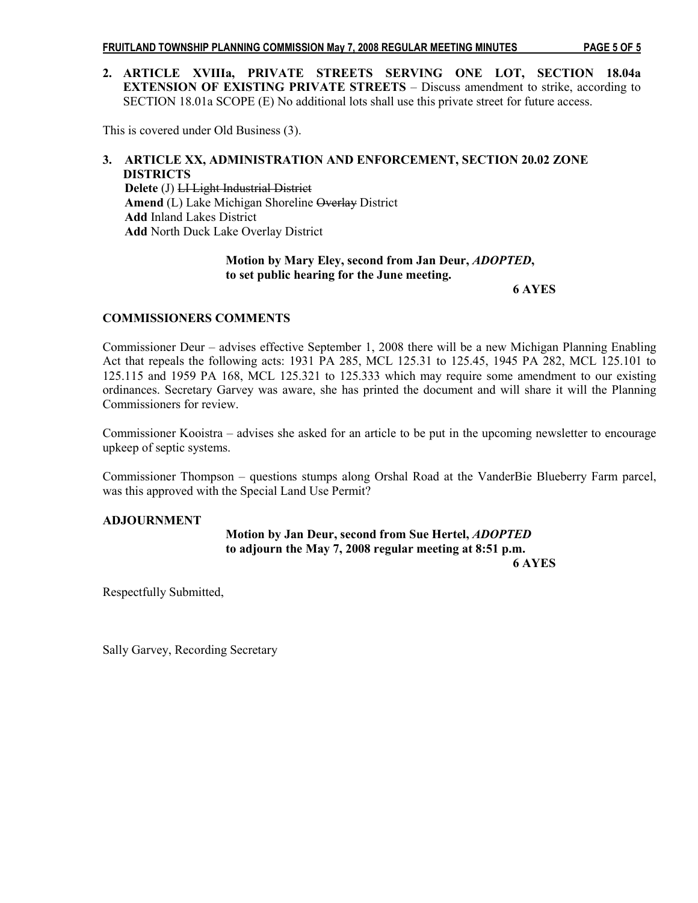**2. ARTICLE XVIIIa, PRIVATE STREETS SERVING ONE LOT, SECTION 18.04a EXTENSION OF EXISTING PRIVATE STREETS** – Discuss amendment to strike, according to SECTION 18.01a SCOPE (E) No additional lots shall use this private street for future access.

This is covered under Old Business (3).

**3. ARTICLE XX, ADMINISTRATION AND ENFORCEMENT, SECTION 20.02 ZONE DISTRICTS**
**Delete** (J) ~~LI Light Industrial District~~
**Amend** (L) Lake Michigan Shoreline ~~Overlay~~ District
**Add** Inland Lakes District
**Add** North Duck Lake Overlay District

**Motion by Mary Eley, second from Jan Deur, *ADOPTED*, to set public hearing for the June meeting.**

**6 AYES**

**COMMISSIONERS COMMENTS**

Commissioner Deur – advises effective September 1, 2008 there will be a new Michigan Planning Enabling Act that repeals the following acts: 1931 PA 285, MCL 125.31 to 125.45, 1945 PA 282, MCL 125.101 to 125.115 and 1959 PA 168, MCL 125.321 to 125.333 which may require some amendment to our existing ordinances. Secretary Garvey was aware, she has printed the document and will share it will the Planning Commissioners for review.

Commissioner Kooistra – advises she asked for an article to be put in the upcoming newsletter to encourage upkeep of septic systems.

Commissioner Thompson – questions stumps along Orshal Road at the VanderBie Blueberry Farm parcel, was this approved with the Special Land Use Permit?

**ADJOURNMENT**

**Motion by Jan Deur, second from Sue Hertel, *ADOPTED* to adjourn the May 7, 2008 regular meeting at 8:51 p.m.**

**6 AYES**

Respectfully Submitted,

Sally Garvey, Recording Secretary